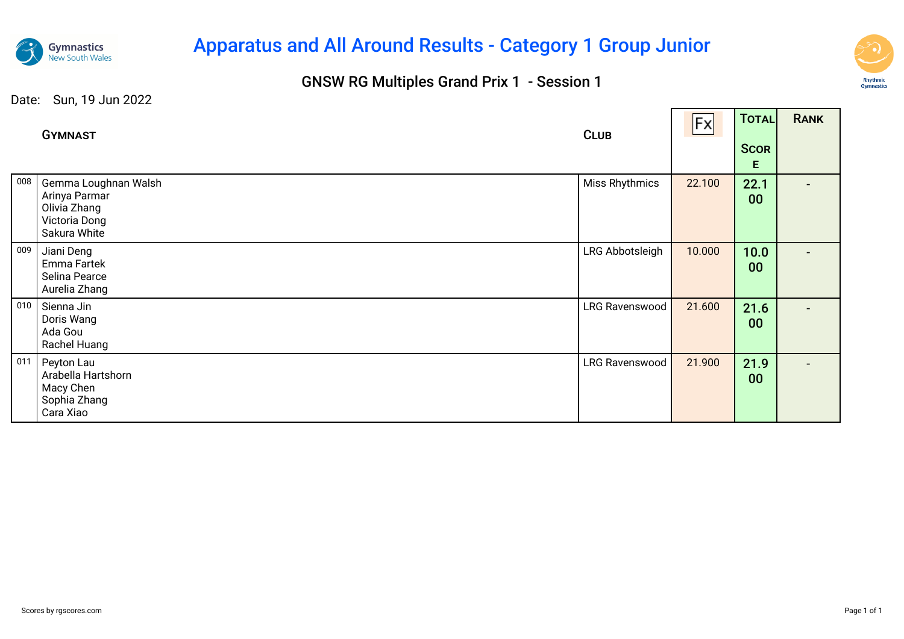# Apparatus and All Around Results - Category 1 Group Junior

## GNSW RG Multiples Grand Prix 1 - Session 1

Date: Sun, 19 Jun 2022

| | Gymnast | Club | Fx | Total Score | Rank |
|---|---|---|---|---|---|
| 008 | Gemma Loughnan Walsh<br>Arinya Parmar<br>Olivia Zhang<br>Victoria Dong<br>Sakura White | Miss Rhythmics | 22.100 | 22.100 | - |
| 009 | Jiani Deng<br>Emma Fartek<br>Selina Pearce<br>Aurelia Zhang | LRG Abbotsleigh | 10.000 | 10.000 | - |
| 010 | Sienna Jin<br>Doris Wang<br>Ada Gou<br>Rachel Huang | LRG Ravenswood | 21.600 | 21.600 | - |
| 011 | Peyton Lau<br>Arabella Hartshorn<br>Macy Chen<br>Sophia Zhang<br>Cara Xiao | LRG Ravenswood | 21.900 | 21.900 | - |

Scores by rgscores.com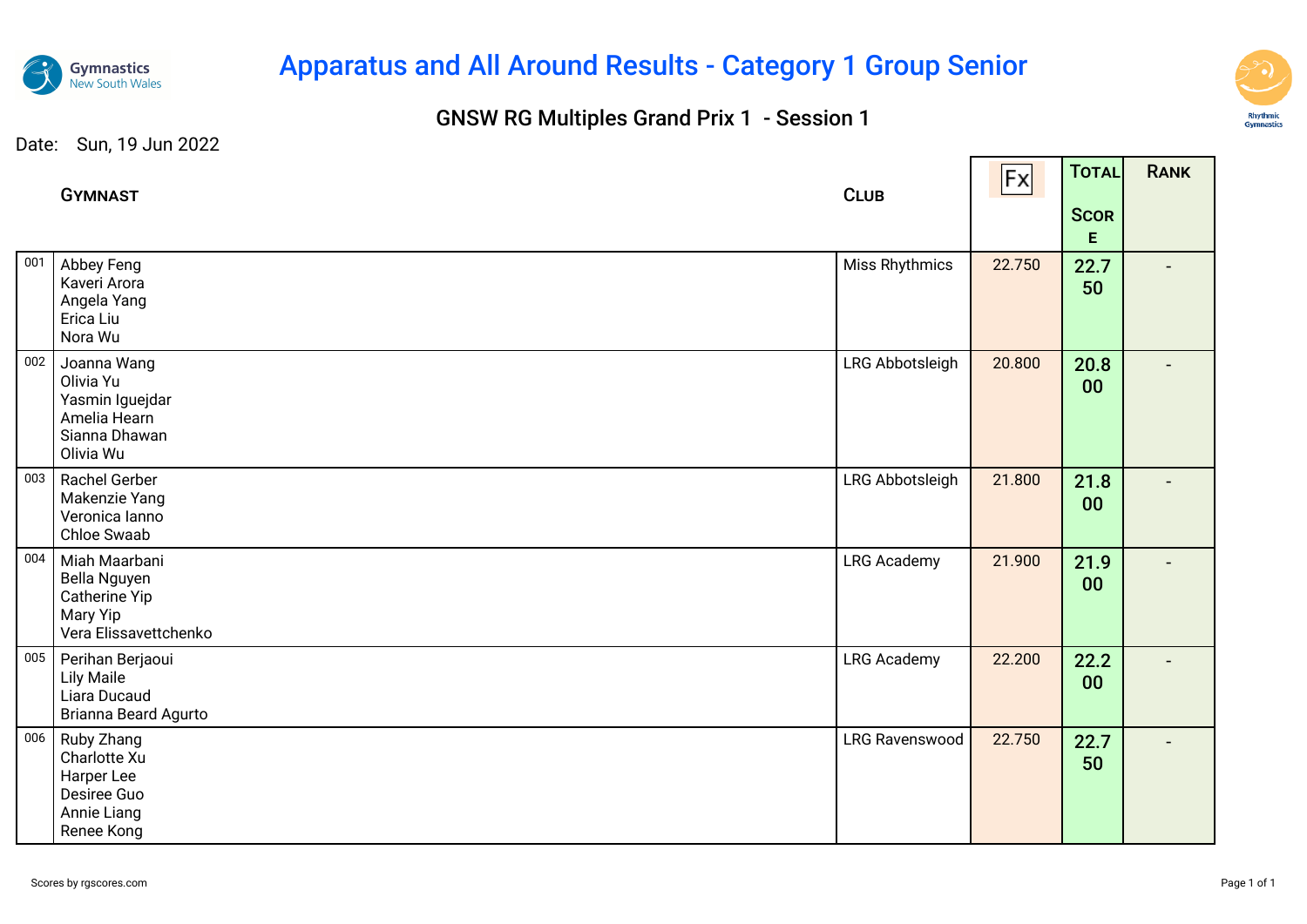# Apparatus and All Around Results - Category 1 Group Senior

## GNSW RG Multiples Grand Prix 1 - Session 1

Date: Sun, 19 Jun 2022

| | Gymnast | Club | Fx | Total Score | Rank |
|---|---|---|---|---|---|
| 001 | Abbey Feng<br>Kaveri Arora<br>Angela Yang<br>Erica Liu<br>Nora Wu | Miss Rhythmics | 22.750 | 22.750 | - |
| 002 | Joanna Wang<br>Olivia Yu<br>Yasmin Iguejdar<br>Amelia Hearn<br>Sianna Dhawan<br>Olivia Wu | LRG Abbotsleigh | 20.800 | 20.800 | - |
| 003 | Rachel Gerber<br>Makenzie Yang<br>Veronica Ianno<br>Chloe Swaab | LRG Abbotsleigh | 21.800 | 21.800 | - |
| 004 | Miah Maarbani<br>Bella Nguyen<br>Catherine Yip<br>Mary Yip<br>Vera Elissavettchenko | LRG Academy | 21.900 | 21.900 | - |
| 005 | Perihan Berjaoui<br>Lily Maile<br>Liara Ducaud<br>Brianna Beard Agurto | LRG Academy | 22.200 | 22.200 | - |
| 006 | Ruby Zhang<br>Charlotte Xu<br>Harper Lee<br>Desiree Guo<br>Annie Liang<br>Renee Kong | LRG Ravenswood | 22.750 | 22.750 | - |

Scores by rgscores.com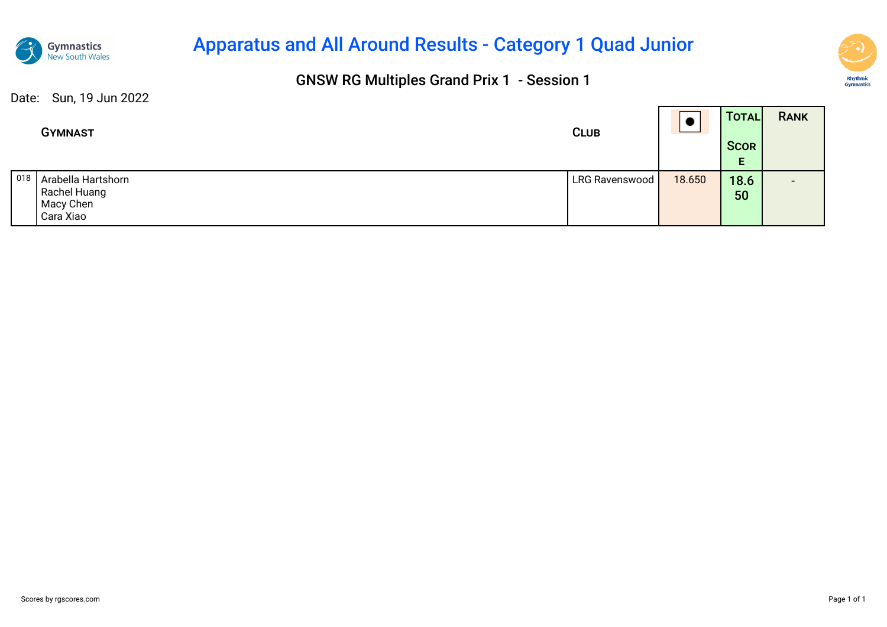# Apparatus and All Around Results - Category 1 Quad Junior

## GNSW RG Multiples Grand Prix 1 - Session 1

Date: Sun, 19 Jun 2022

| | Gymnast | Club | ● | Total Score | Rank |
|---|---|---|---|---|---|
| 018 | Arabella Hartshorn<br>Rachel Huang<br>Macy Chen<br>Cara Xiao | LRG Ravenswood | 18.650 | 18.650 | - |

Scores by rgscores.com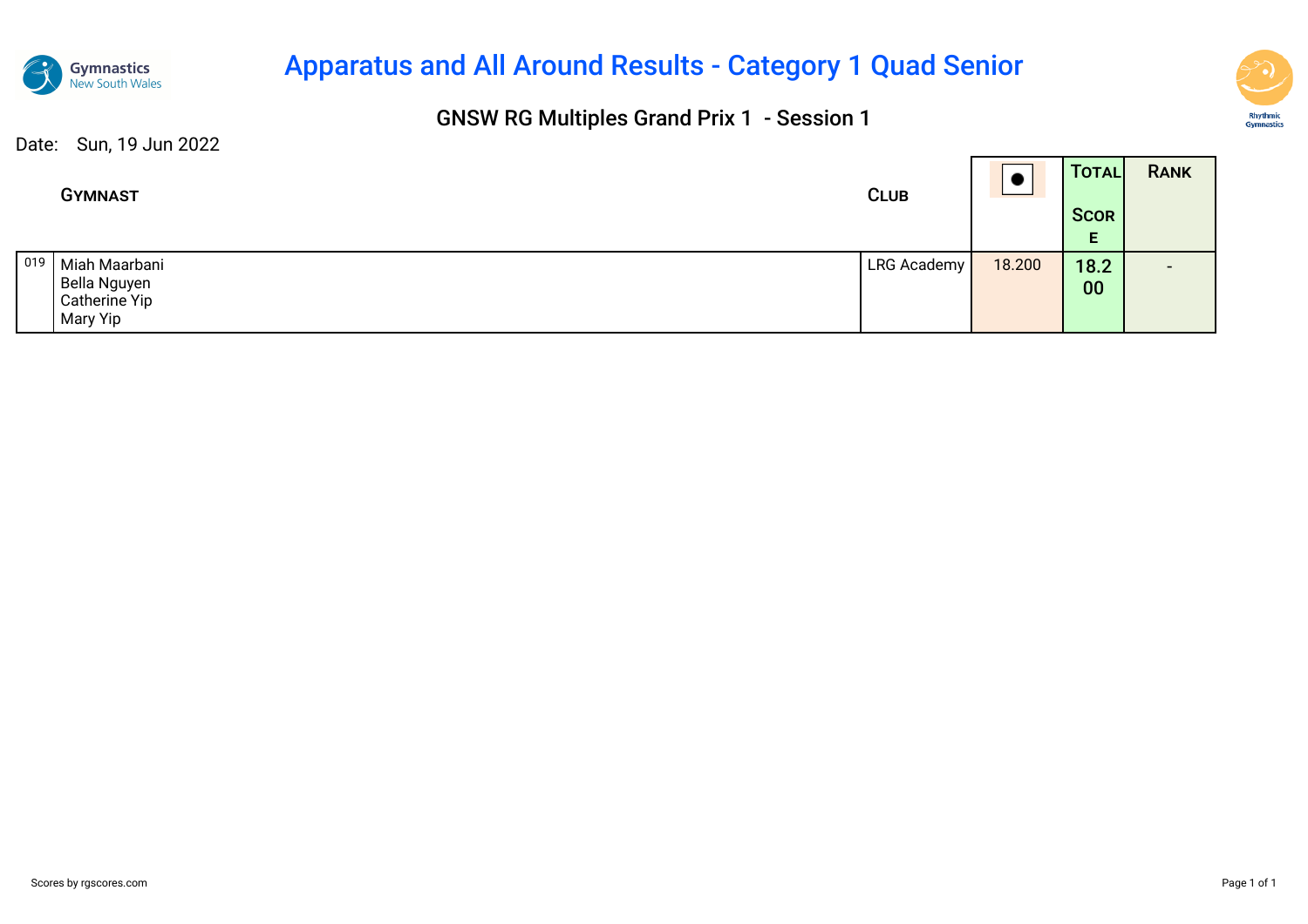# Apparatus and All Around Results - Category 1 Quad Senior

## GNSW RG Multiples Grand Prix 1 - Session 1

Date: Sun, 19 Jun 2022

| | Gymnast | Club | ● | Total Score | Rank |
|---|---|---|---|---|---|
| 019 | Miah Maarbani<br>Bella Nguyen<br>Catherine Yip<br>Mary Yip | LRG Academy | 18.200 | 18.200 | - |

Scores by rgscores.com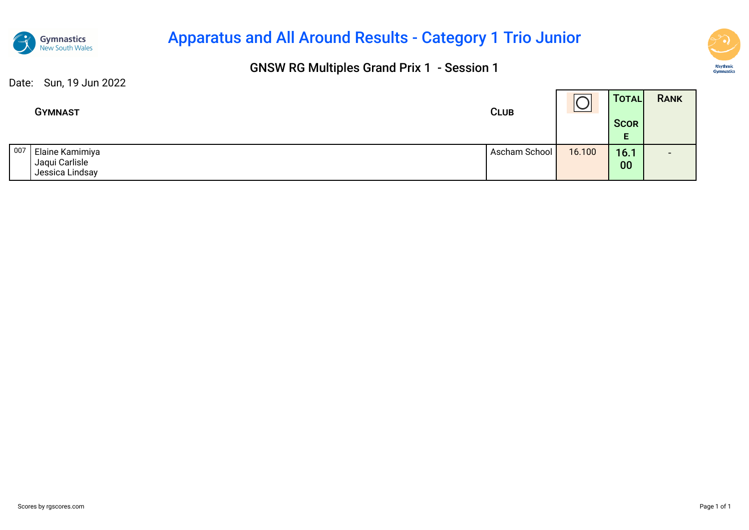# Apparatus and All Around Results - Category 1 Trio Junior

## GNSW RG Multiples Grand Prix 1 - Session 1

Date: Sun, 19 Jun 2022

| | Gymnast | Club | ◯ | Total Score | Rank |
|---|---|---|---|---|---|
| 007 | Elaine Kamimiya<br>Jaqui Carlisle<br>Jessica Lindsay | Ascham School | 16.100 | 16.100 | - |

Scores by rgscores.com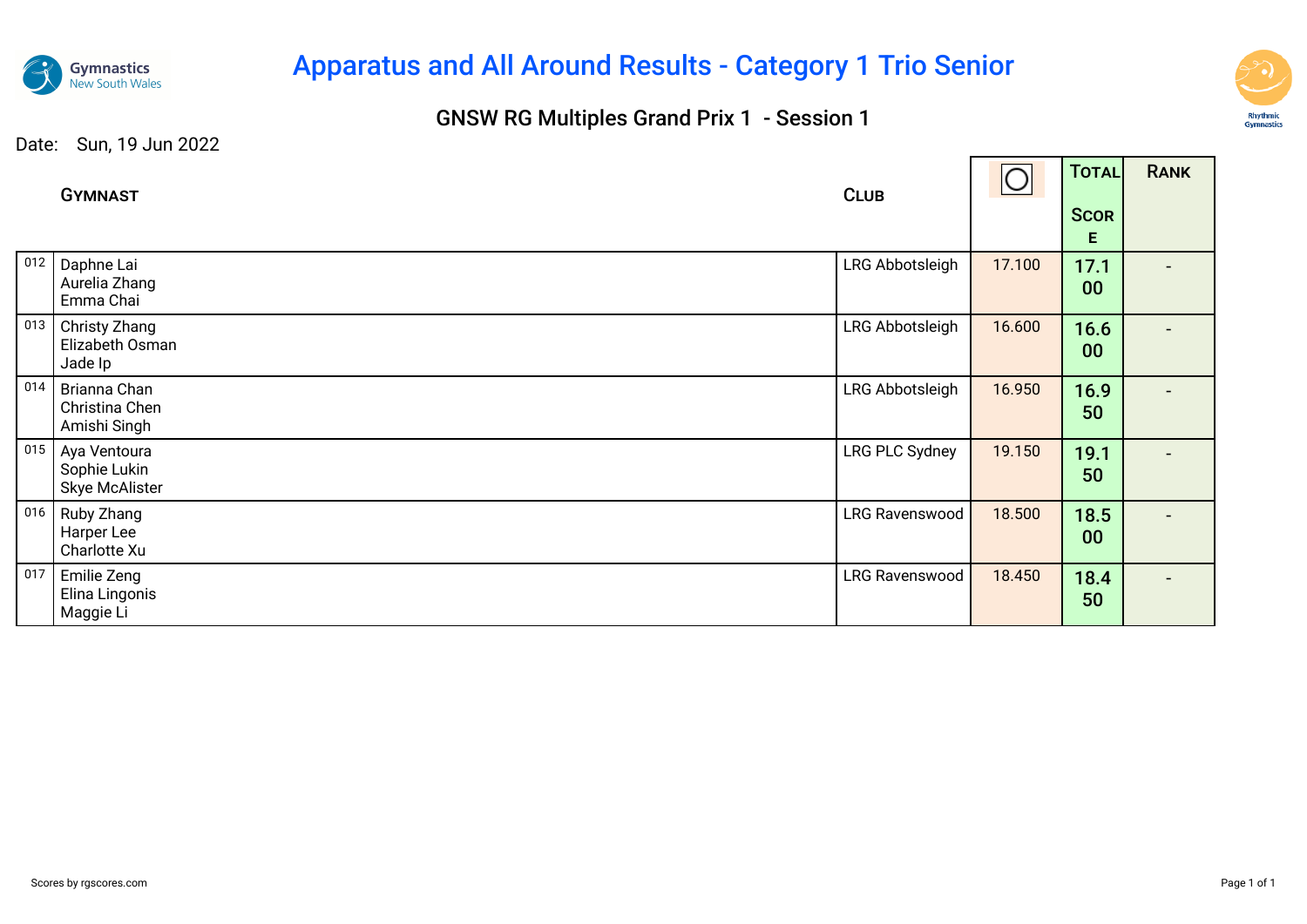# Apparatus and All Around Results - Category 1 Trio Senior

## GNSW RG Multiples Grand Prix 1 - Session 1

Date: Sun, 19 Jun 2022

| | Gymnast | Club | ◯ | Total Score | Rank |
|---|---|---|---|---|---|
| 012 | Daphne Lai<br>Aurelia Zhang<br>Emma Chai | LRG Abbotsleigh | 17.100 | **17.100** | - |
| 013 | Christy Zhang<br>Elizabeth Osman<br>Jade Ip | LRG Abbotsleigh | 16.600 | **16.600** | - |
| 014 | Brianna Chan<br>Christina Chen<br>Amishi Singh | LRG Abbotsleigh | 16.950 | **16.950** | - |
| 015 | Aya Ventoura<br>Sophie Lukin<br>Skye McAlister | LRG PLC Sydney | 19.150 | **19.150** | - |
| 016 | Ruby Zhang<br>Harper Lee<br>Charlotte Xu | LRG Ravenswood | 18.500 | **18.500** | - |
| 017 | Emilie Zeng<br>Elina Lingonis<br>Maggie Li | LRG Ravenswood | 18.450 | **18.450** | - |

Scores by rgscores.com